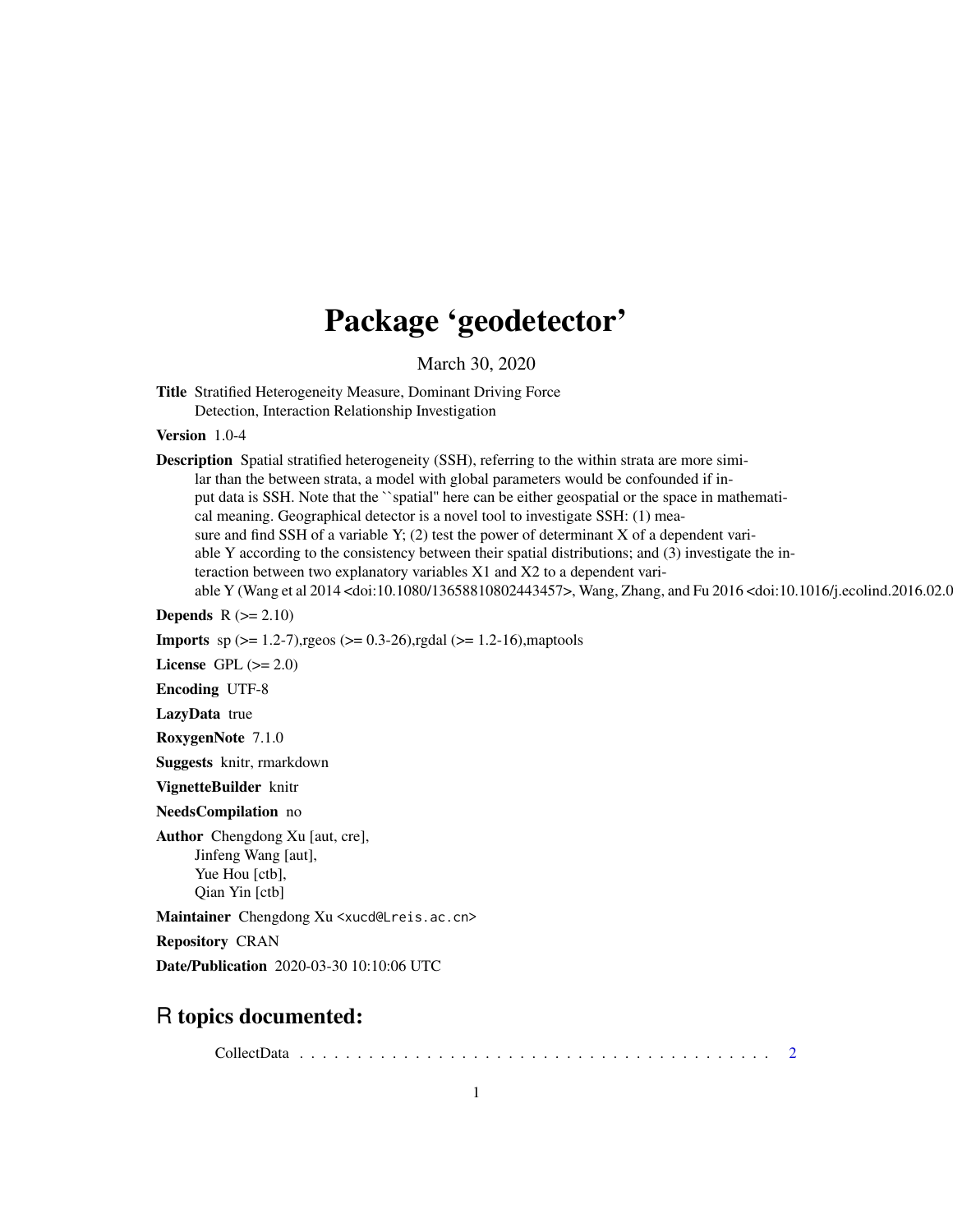# Package 'geodetector'

March 30, 2020

**Title** Stratified Heterogeneity Measure, Dominant Driving Force Detection, Interaction Relationship Investigation

**Version** 1.0-4

**Description** Spatial stratified heterogeneity (SSH), referring to the within strata are more similar than the between strata, a model with global parameters would be confounded if input data is SSH. Note that the ``spatial'' here can be either geospatial or the space in mathematical meaning. Geographical detector is a novel tool to investigate SSH: (1) measure and find SSH of a variable Y; (2) test the power of determinant X of a dependent variable Y according to the consistency between their spatial distributions; and (3) investigate the interaction between two explanatory variables X1 and X2 to a dependent variable Y (Wang et al 2014 <doi:10.1080/13658810802443457>, Wang, Zhang, and Fu 2016 <doi:10.1016/j.ecolind.2016.02.0

**Depends** R (>= 2.10)

**Imports** sp (>= 1.2-7),rgeos (>= 0.3-26),rgdal (>= 1.2-16),maptools

**License** GPL (>= 2.0)

**Encoding** UTF-8

**LazyData** true

**RoxygenNote** 7.1.0

**Suggests** knitr, rmarkdown

**VignetteBuilder** knitr

**NeedsCompilation** no

**Author** Chengdong Xu [aut, cre], Jinfeng Wang [aut], Yue Hou [ctb], Qian Yin [ctb]

**Maintainer** Chengdong Xu <xucd@Lreis.ac.cn>

**Repository** CRAN

**Date/Publication** 2020-03-30 10:10:06 UTC

## R topics documented:

CollectData . . . . . . . . . . . . . . . . . . . . . . . . . . . . . . . . . . . . . . . . . . 2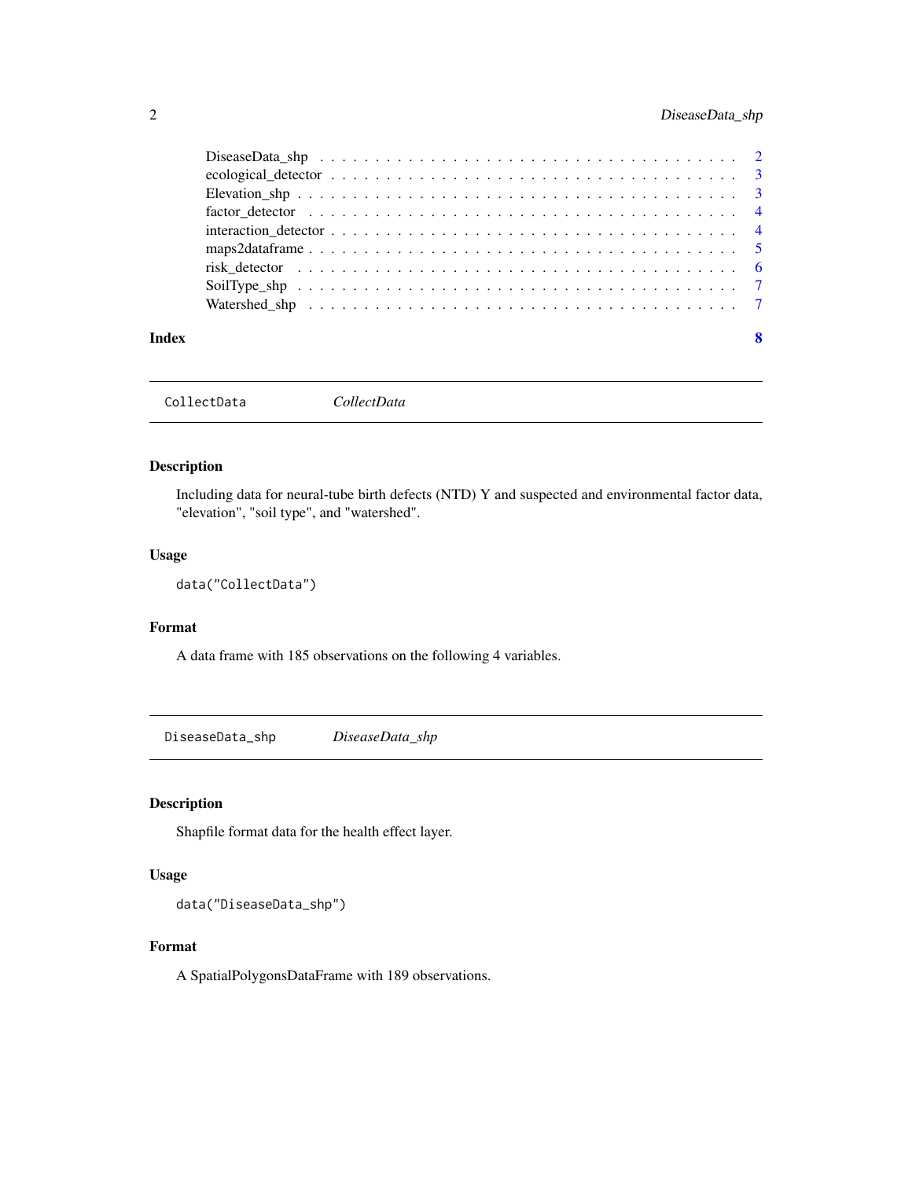DiseaseData_shp . . . . . . . . . . . . . . . . . . . . . . . . . . . . . . . . . . . 2
ecological_detector . . . . . . . . . . . . . . . . . . . . . . . . . . . . . . . . . . 3
Elevation_shp . . . . . . . . . . . . . . . . . . . . . . . . . . . . . . . . . . . . . 3
factor_detector . . . . . . . . . . . . . . . . . . . . . . . . . . . . . . . . . . . . 4
interaction_detector . . . . . . . . . . . . . . . . . . . . . . . . . . . . . . . . . . 4
maps2dataframe . . . . . . . . . . . . . . . . . . . . . . . . . . . . . . . . . . . . 5
risk_detector . . . . . . . . . . . . . . . . . . . . . . . . . . . . . . . . . . . . . 6
SoilType_shp . . . . . . . . . . . . . . . . . . . . . . . . . . . . . . . . . . . . . 7
Watershed_shp . . . . . . . . . . . . . . . . . . . . . . . . . . . . . . . . . . . . 7

**Index** **8**

---

## CollectData *CollectData*

---

### Description

Including data for neural-tube birth defects (NTD) Y and suspected and environmental factor data, "elevation", "soil type", and "watershed".

### Usage

```
data("CollectData")
```

### Format

A data frame with 185 observations on the following 4 variables.

---

## DiseaseData_shp *DiseaseData_shp*

---

### Description

Shapfile format data for the health effect layer.

### Usage

```
data("DiseaseData_shp")
```

### Format

A SpatialPolygonsDataFrame with 189 observations.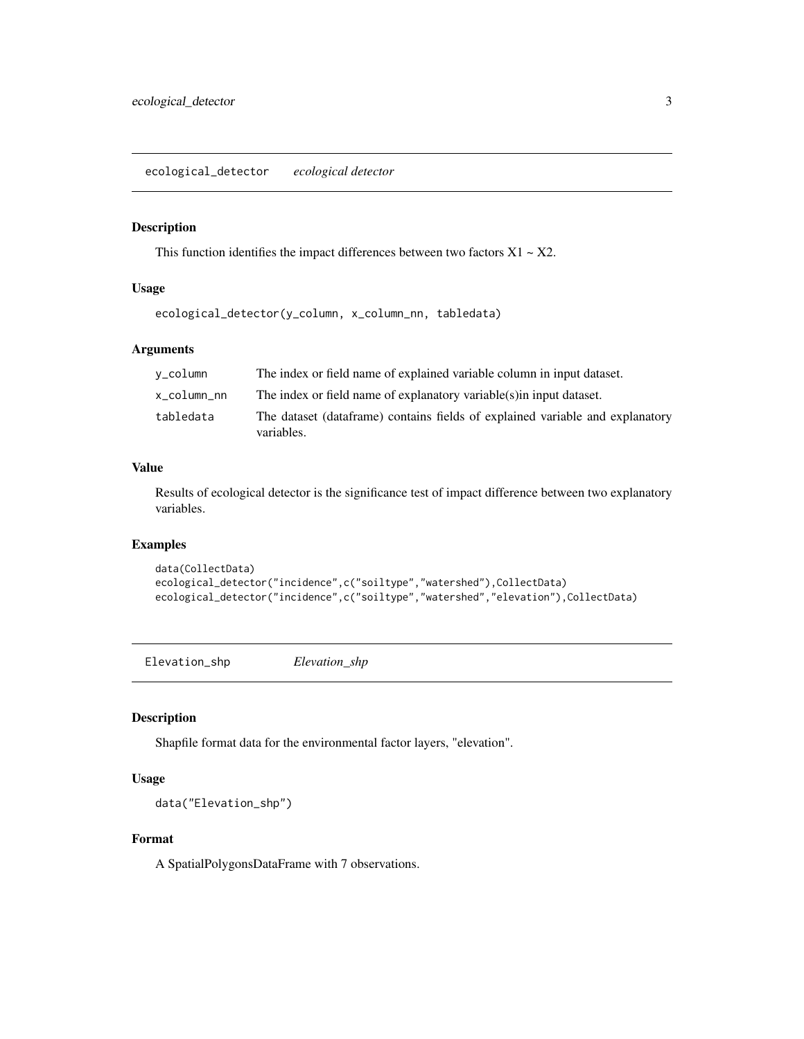## ecological_detector    *ecological detector*

### Description

This function identifies the impact differences between two factors X1 ~ X2.

### Usage

```
ecological_detector(y_column, x_column_nn, tabledata)
```

### Arguments

| | |
|---|---|
| y_column | The index or field name of explained variable column in input dataset. |
| x_column_nn | The index or field name of explanatory variable(s)in input dataset. |
| tabledata | The dataset (dataframe) contains fields of explained variable and explanatory variables. |

### Value

Results of ecological detector is the significance test of impact difference between two explanatory variables.

### Examples

```
data(CollectData)
ecological_detector("incidence",c("soiltype","watershed"),CollectData)
ecological_detector("incidence",c("soiltype","watershed","elevation"),CollectData)
```

## Elevation_shp    *Elevation_shp*

### Description

Shapfile format data for the environmental factor layers, "elevation".

### Usage

```
data("Elevation_shp")
```

### Format

A SpatialPolygonsDataFrame with 7 observations.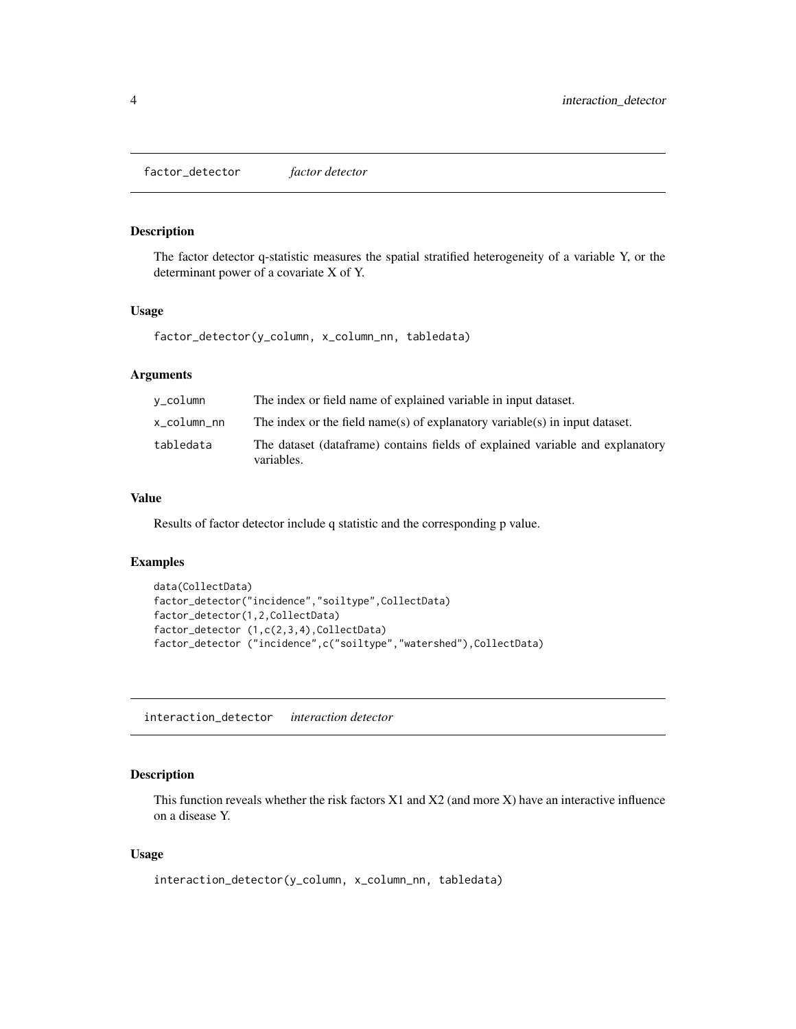## factor_detector *factor detector*

### Description

The factor detector q-statistic measures the spatial stratified heterogeneity of a variable Y, or the determinant power of a covariate X of Y.

### Usage

```
factor_detector(y_column, x_column_nn, tabledata)
```

### Arguments

| | |
|---|---|
| y_column | The index or field name of explained variable in input dataset. |
| x_column_nn | The index or the field name(s) of explanatory variable(s) in input dataset. |
| tabledata | The dataset (dataframe) contains fields of explained variable and explanatory variables. |

### Value

Results of factor detector include q statistic and the corresponding p value.

### Examples

```
data(CollectData)
factor_detector("incidence","soiltype",CollectData)
factor_detector(1,2,CollectData)
factor_detector (1,c(2,3,4),CollectData)
factor_detector ("incidence",c("soiltype","watershed"),CollectData)
```

## interaction_detector *interaction detector*

### Description

This function reveals whether the risk factors X1 and X2 (and more X) have an interactive influence on a disease Y.

### Usage

```
interaction_detector(y_column, x_column_nn, tabledata)
```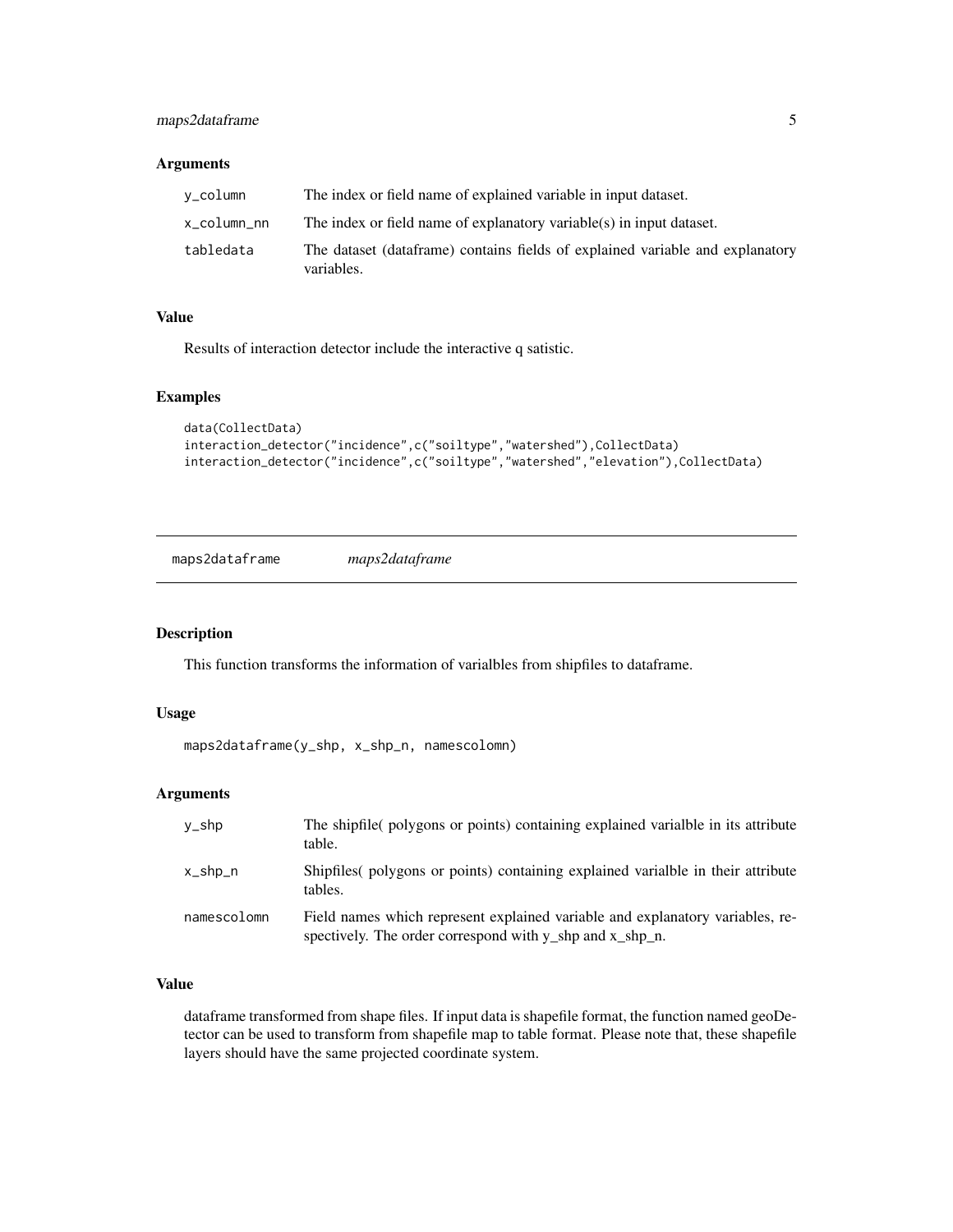### Arguments

| | |
|---|---|
| y_column | The index or field name of explained variable in input dataset. |
| x_column_nn | The index or field name of explanatory variable(s) in input dataset. |
| tabledata | The dataset (dataframe) contains fields of explained variable and explanatory variables. |

### Value

Results of interaction detector include the interactive q satistic.

### Examples

```
data(CollectData)
interaction_detector("incidence",c("soiltype","watershed"),CollectData)
interaction_detector("incidence",c("soiltype","watershed","elevation"),CollectData)
```

---

## maps2dataframe    *maps2dataframe*

---

### Description

This function transforms the information of varialbles from shipfiles to dataframe.

### Usage

```
maps2dataframe(y_shp, x_shp_n, namescolomn)
```

### Arguments

| | |
|---|---|
| y_shp | The shipfile( polygons or points) containing explained varialble in its attribute table. |
| x_shp_n | Shipfiles( polygons or points) containing explained varialble in their attribute tables. |
| namescolomn | Field names which represent explained variable and explanatory variables, respectively. The order correspond with y_shp and x_shp_n. |

### Value

dataframe transformed from shape files. If input data is shapefile format, the function named geoDetector can be used to transform from shapefile map to table format. Please note that, these shapefile layers should have the same projected coordinate system.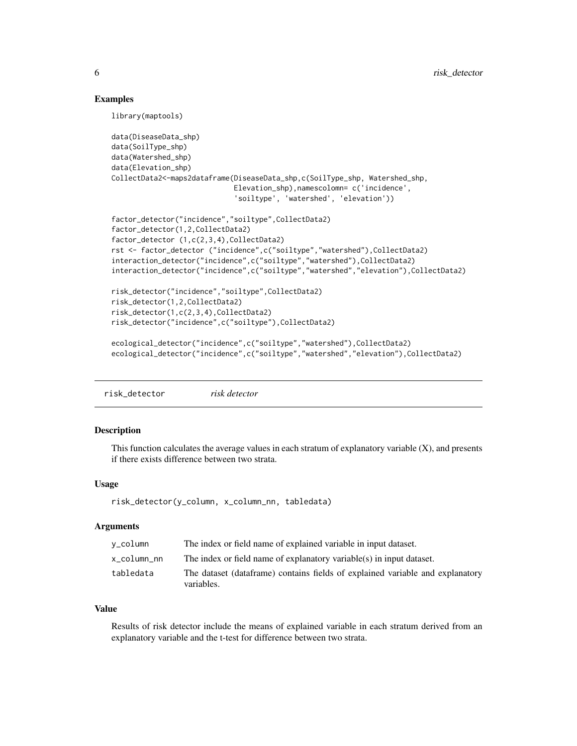## Examples

```
library(maptools)

data(DiseaseData_shp)
data(SoilType_shp)
data(Watershed_shp)
data(Elevation_shp)
CollectData2<-maps2dataframe(DiseaseData_shp,c(SoilType_shp, Watershed_shp,
                            Elevation_shp),namescolomn= c('incidence',
                            'soiltype', 'watershed', 'elevation'))

factor_detector("incidence","soiltype",CollectData2)
factor_detector(1,2,CollectData2)
factor_detector (1,c(2,3,4),CollectData2)
rst <- factor_detector ("incidence",c("soiltype","watershed"),CollectData2)
interaction_detector("incidence",c("soiltype","watershed"),CollectData2)
interaction_detector("incidence",c("soiltype","watershed","elevation"),CollectData2)

risk_detector("incidence","soiltype",CollectData2)
risk_detector(1,2,CollectData2)
risk_detector(1,c(2,3,4),CollectData2)
risk_detector("incidence",c("soiltype"),CollectData2)

ecological_detector("incidence",c("soiltype","watershed"),CollectData2)
ecological_detector("incidence",c("soiltype","watershed","elevation"),CollectData2)
```

---

# risk_detector *risk detector*

---

## Description

This function calculates the average values in each stratum of explanatory variable (X), and presents if there exists difference between two strata.

## Usage

```
risk_detector(y_column, x_column_nn, tabledata)
```

## Arguments

| | |
|---|---|
| y_column | The index or field name of explained variable in input dataset. |
| x_column_nn | The index or field name of explanatory variable(s) in input dataset. |
| tabledata | The dataset (dataframe) contains fields of explained variable and explanatory variables. |

## Value

Results of risk detector include the means of explained variable in each stratum derived from an explanatory variable and the t-test for difference between two strata.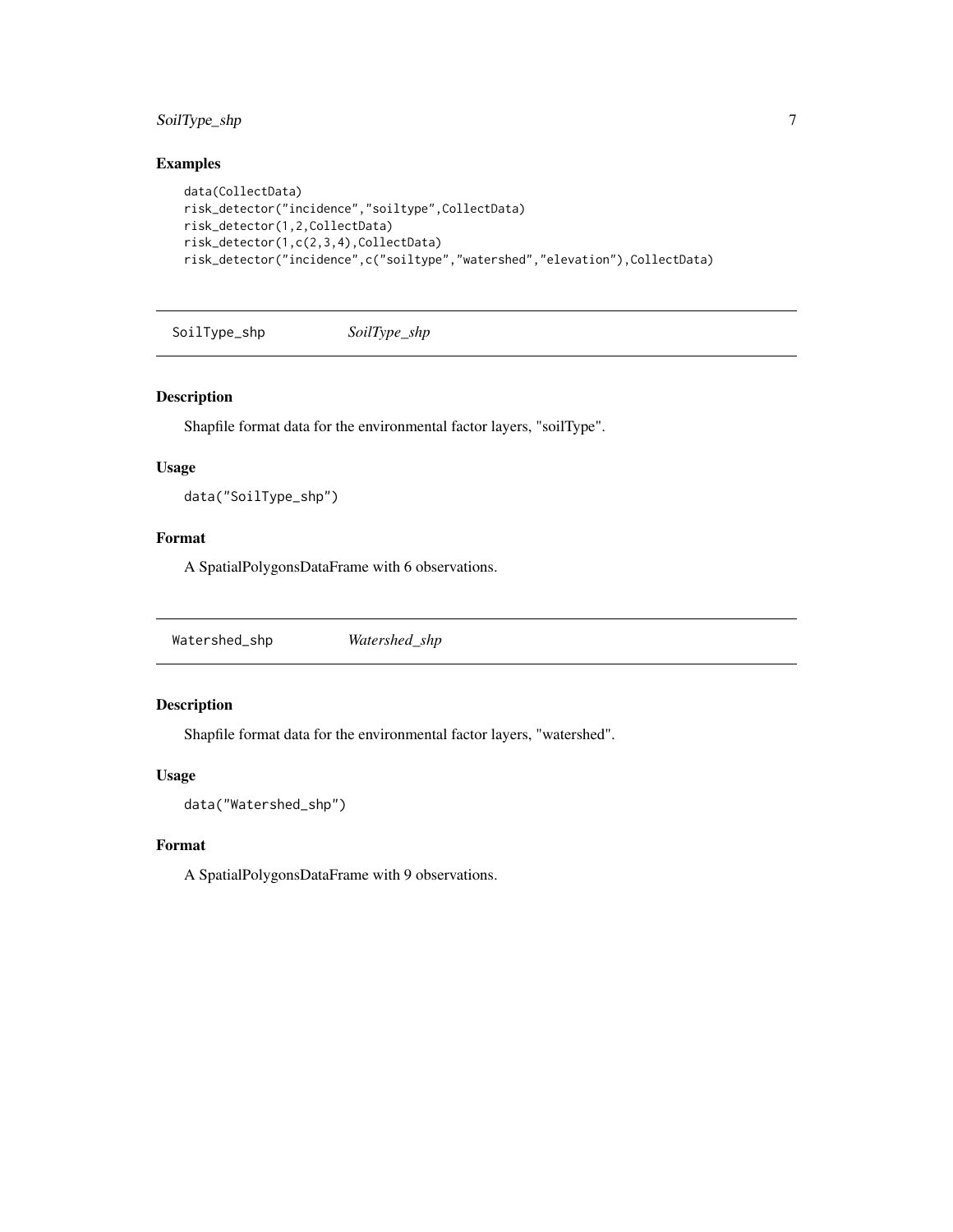### Examples

```
data(CollectData)
risk_detector("incidence","soiltype",CollectData)
risk_detector(1,2,CollectData)
risk_detector(1,c(2,3,4),CollectData)
risk_detector("incidence",c("soiltype","watershed","elevation"),CollectData)
```

## SoilType_shp    *SoilType_shp*

### Description

Shapfile format data for the environmental factor layers, "soilType".

### Usage

```
data("SoilType_shp")
```

### Format

A SpatialPolygonsDataFrame with 6 observations.

## Watershed_shp    *Watershed_shp*

### Description

Shapfile format data for the environmental factor layers, "watershed".

### Usage

```
data("Watershed_shp")
```

### Format

A SpatialPolygonsDataFrame with 9 observations.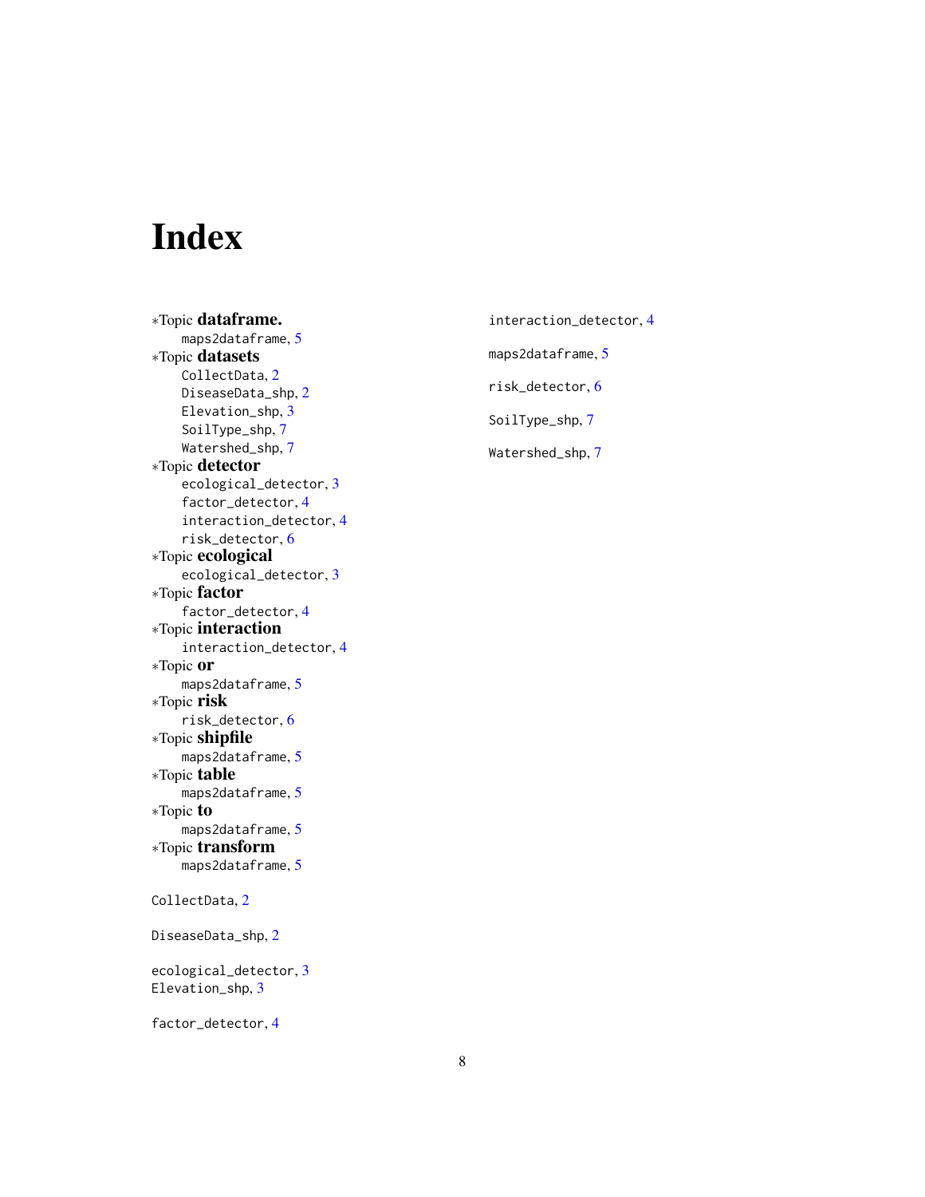# Index

*Topic **dataframe.**
  maps2dataframe, 5
*Topic **datasets**
  CollectData, 2
  DiseaseData_shp, 2
  Elevation_shp, 3
  SoilType_shp, 7
  Watershed_shp, 7
*Topic **detector**
  ecological_detector, 3
  factor_detector, 4
  interaction_detector, 4
  risk_detector, 6
*Topic **ecological**
  ecological_detector, 3
*Topic **factor**
  factor_detector, 4
*Topic **interaction**
  interaction_detector, 4
*Topic **or**
  maps2dataframe, 5
*Topic **risk**
  risk_detector, 6
*Topic **shipfile**
  maps2dataframe, 5
*Topic **table**
  maps2dataframe, 5
*Topic **to**
  maps2dataframe, 5
*Topic **transform**
  maps2dataframe, 5

CollectData, 2

DiseaseData_shp, 2

ecological_detector, 3
Elevation_shp, 3

factor_detector, 4

interaction_detector, 4

maps2dataframe, 5

risk_detector, 6

SoilType_shp, 7

Watershed_shp, 7